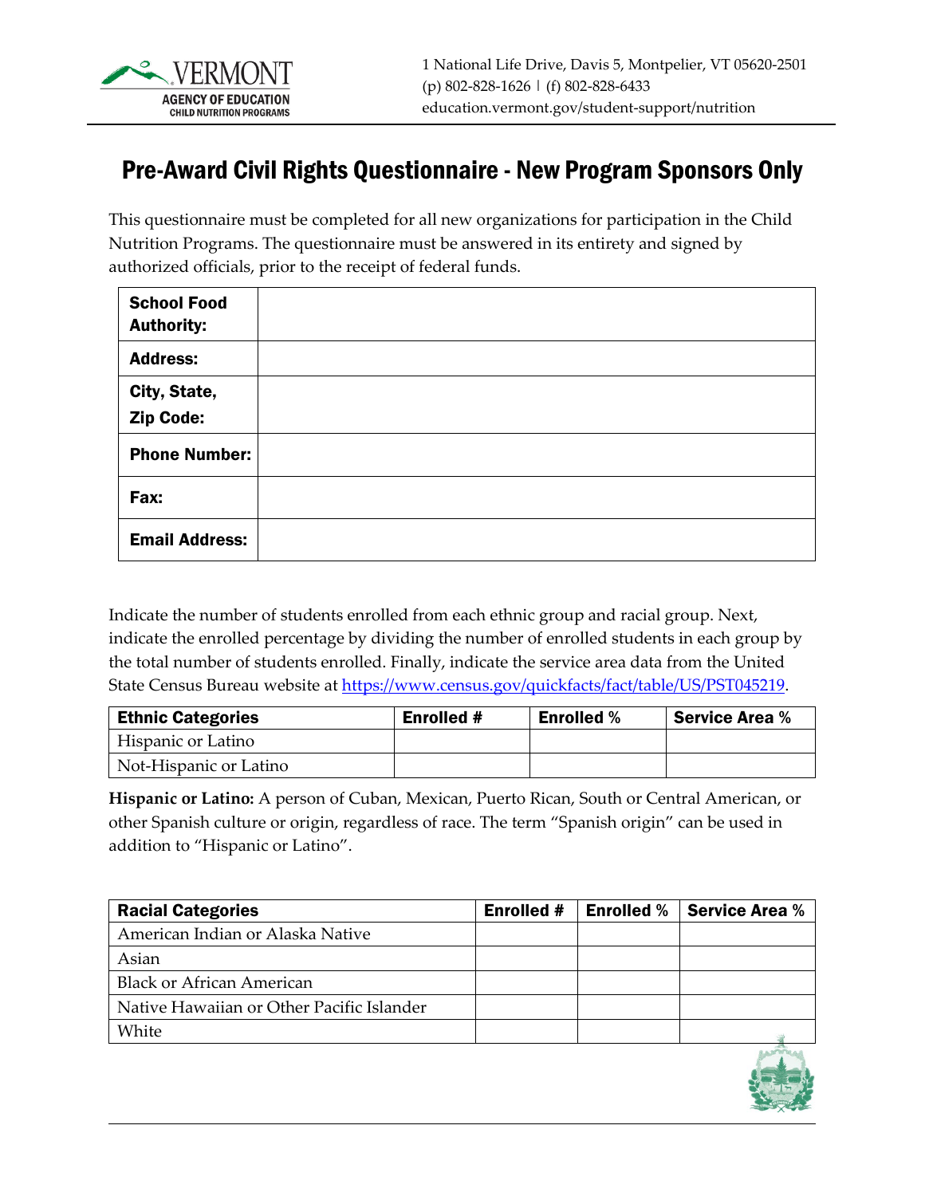VERMONT AGENCY OF EDUCATION CHILD NUTRITION PROGRAMS

1 National Life Drive, Davis 5, Montpelier, VT 05620-2501
(p) 802-828-1626 | (f) 802-828-6433
education.vermont.gov/student-support/nutrition

# Pre-Award Civil Rights Questionnaire - New Program Sponsors Only

This questionnaire must be completed for all new organizations for participation in the Child Nutrition Programs. The questionnaire must be answered in its entirety and signed by authorized officials, prior to the receipt of federal funds.

| | |
|---|---|
| **School Food Authority:** | |
| **Address:** | |
| **City, State, Zip Code:** | |
| **Phone Number:** | |
| **Fax:** | |
| **Email Address:** | |

Indicate the number of students enrolled from each ethnic group and racial group. Next, indicate the enrolled percentage by dividing the number of enrolled students in each group by the total number of students enrolled. Finally, indicate the service area data from the United State Census Bureau website at https://www.census.gov/quickfacts/fact/table/US/PST045219.

| Ethnic Categories | Enrolled # | Enrolled % | Service Area % |
|---|---|---|---|
| Hispanic or Latino | | | |
| Not-Hispanic or Latino | | | |

**Hispanic or Latino:** A person of Cuban, Mexican, Puerto Rican, South or Central American, or other Spanish culture or origin, regardless of race. The term "Spanish origin" can be used in addition to "Hispanic or Latino".

| Racial Categories | Enrolled # | Enrolled % | Service Area % |
|---|---|---|---|
| American Indian or Alaska Native | | | |
| Asian | | | |
| Black or African American | | | |
| Native Hawaiian or Other Pacific Islander | | | |
| White | | | |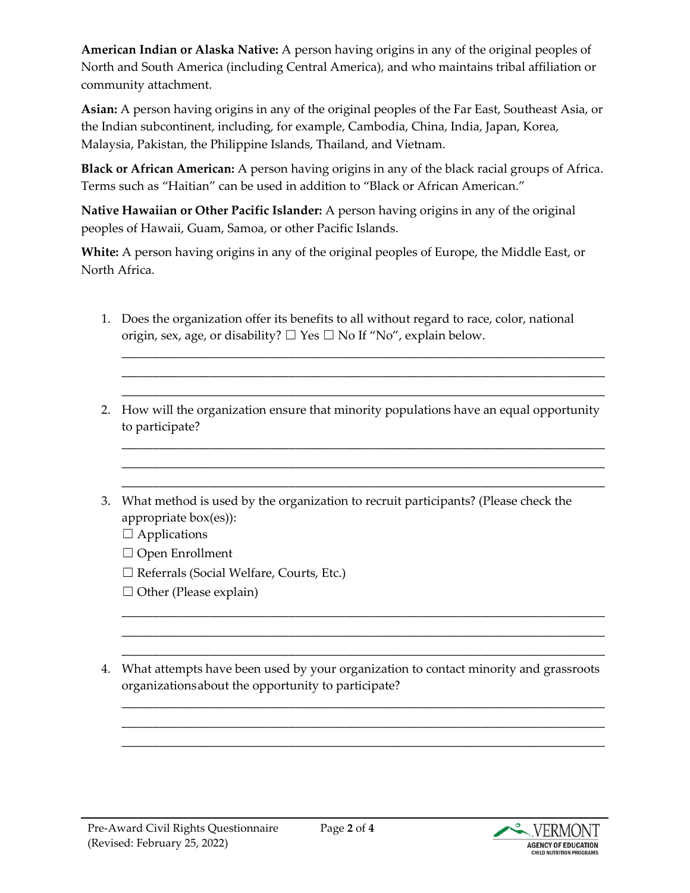**American Indian or Alaska Native:** A person having origins in any of the original peoples of North and South America (including Central America), and who maintains tribal affiliation or community attachment.

**Asian:** A person having origins in any of the original peoples of the Far East, Southeast Asia, or the Indian subcontinent, including, for example, Cambodia, China, India, Japan, Korea, Malaysia, Pakistan, the Philippine Islands, Thailand, and Vietnam.

**Black or African American:** A person having origins in any of the black racial groups of Africa. Terms such as "Haitian" can be used in addition to "Black or African American."

**Native Hawaiian or Other Pacific Islander:** A person having origins in any of the original peoples of Hawaii, Guam, Samoa, or other Pacific Islands.

**White:** A person having origins in any of the original peoples of Europe, the Middle East, or North Africa.

1. Does the organization offer its benefits to all without regard to race, color, national origin, sex, age, or disability? ☐ Yes ☐ No If "No", explain below.

   ______________________________________________________________________________
   ______________________________________________________________________________
   ______________________________________________________________________________

2. How will the organization ensure that minority populations have an equal opportunity to participate?

   ______________________________________________________________________________
   ______________________________________________________________________________
   ______________________________________________________________________________

3. What method is used by the organization to recruit participants? (Please check the appropriate box(es)):
   ☐ Applications
   ☐ Open Enrollment
   ☐ Referrals (Social Welfare, Courts, Etc.)
   ☐ Other (Please explain)

   ______________________________________________________________________________
   ______________________________________________________________________________
   ______________________________________________________________________________

4. What attempts have been used by your organization to contact minority and grassroots organizations about the opportunity to participate?

   ______________________________________________________________________________
   ______________________________________________________________________________
   ______________________________________________________________________________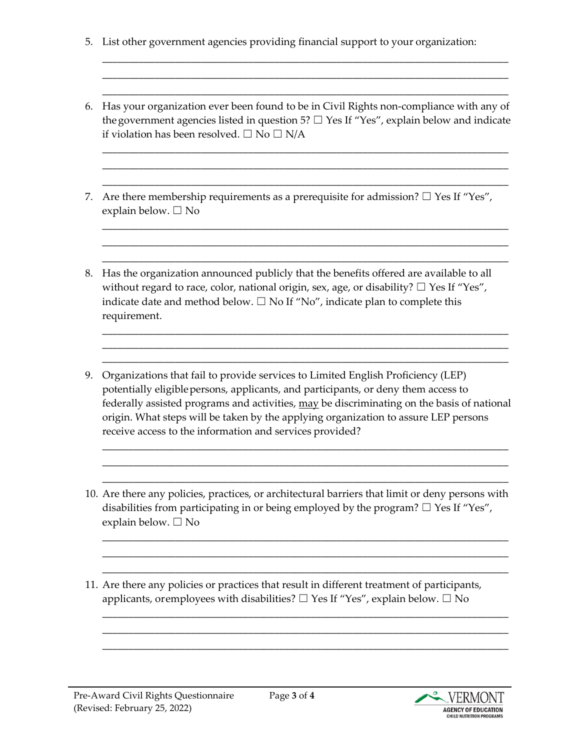5. List other government agencies providing financial support to your organization:

______________________________________________________________________________

______________________________________________________________________________

______________________________________________________________________________

6. Has your organization ever been found to be in Civil Rights non-compliance with any of the government agencies listed in question 5? ☐ Yes If "Yes", explain below and indicate if violation has been resolved. ☐ No ☐ N/A

______________________________________________________________________________

______________________________________________________________________________

______________________________________________________________________________

7. Are there membership requirements as a prerequisite for admission? ☐ Yes If "Yes", explain below. ☐ No

______________________________________________________________________________

______________________________________________________________________________

______________________________________________________________________________

8. Has the organization announced publicly that the benefits offered are available to all without regard to race, color, national origin, sex, age, or disability? ☐ Yes If "Yes", indicate date and method below. ☐ No If "No", indicate plan to complete this requirement.

______________________________________________________________________________

______________________________________________________________________________

______________________________________________________________________________

9. Organizations that fail to provide services to Limited English Proficiency (LEP) potentially eligible persons, applicants, and participants, or deny them access to federally assisted programs and activities, <u>may</u> be discriminating on the basis of national origin. What steps will be taken by the applying organization to assure LEP persons receive access to the information and services provided?

______________________________________________________________________________

______________________________________________________________________________

______________________________________________________________________________

10. Are there any policies, practices, or architectural barriers that limit or deny persons with disabilities from participating in or being employed by the program? ☐ Yes If "Yes", explain below. ☐ No

______________________________________________________________________________

______________________________________________________________________________

______________________________________________________________________________

11. Are there any policies or practices that result in different treatment of participants, applicants, or employees with disabilities? ☐ Yes If "Yes", explain below. ☐ No

______________________________________________________________________________

______________________________________________________________________________

______________________________________________________________________________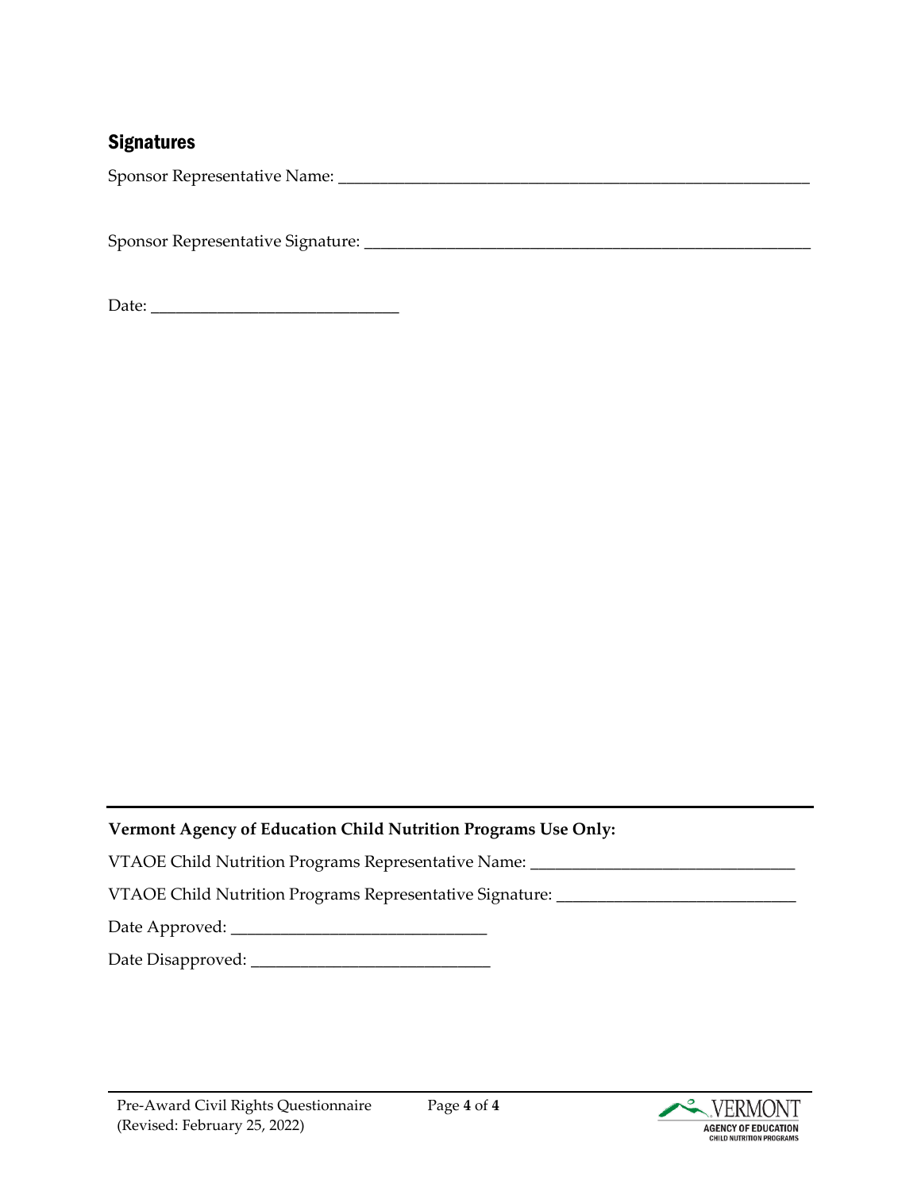## Signatures

Sponsor Representative Name: ____________________________________________________________

Sponsor Representative Signature: ________________________________________________________

Date: ______________________________

---

**Vermont Agency of Education Child Nutrition Programs Use Only:**

VTAOE Child Nutrition Programs Representative Name: ________________________________

VTAOE Child Nutrition Programs Representative Signature: _____________________________

Date Approved: ______________________________

Date Disapproved: ____________________________